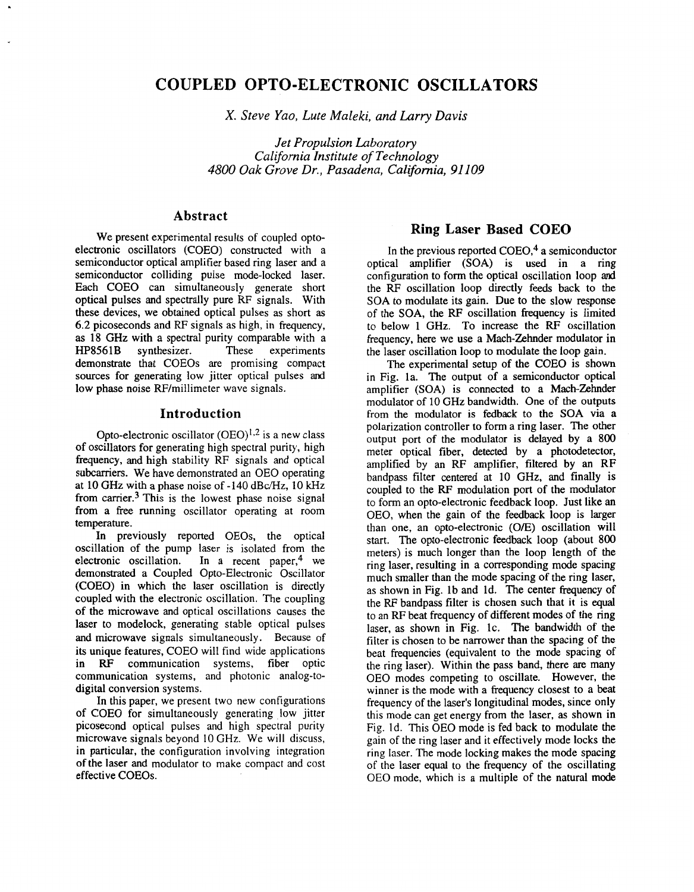# COUPLED OPTO-ELECTRONIC OSCILLATORS

*X. Steve Yao, Lute Maleki, and Larry Davis*

*Jet Propulsion Laboratory*
*California Institute of Technology*
*4800 Oak Grove Dr., Pasadena, California, 91109*

## Abstract

We present experimental results of coupled opto-electronic oscillators (COEO) constructed with a semiconductor optical amplifier based ring laser and a semiconductor colliding pulse mode-locked laser. Each COEO can simultaneously generate short optical pulses and spectrally pure RF signals. With these devices, we obtained optical pulses as short as 6.2 picoseconds and RF signals as high, in frequency, as 18 GHz with a spectral purity comparable with a HP8561B synthesizer. These experiments demonstrate that COEOs are promising compact sources for generating low jitter optical pulses and low phase noise RF/millimeter wave signals.

## Introduction

Opto-electronic oscillator (OEO)[1,2] is a new class of oscillators for generating high spectral purity, high frequency, and high stability RF signals and optical subcarriers. We have demonstrated an OEO operating at 10 GHz with a phase noise of -140 dBc/Hz, 10 kHz from carrier.[3] This is the lowest phase noise signal from a free running oscillator operating at room temperature.

In previously reported OEOs, the optical oscillation of the pump laser is isolated from the electronic oscillation. In a recent paper,[4] we demonstrated a Coupled Opto-Electronic Oscillator (COEO) in which the laser oscillation is directly coupled with the electronic oscillation. The coupling of the microwave and optical oscillations causes the laser to modelock, generating stable optical pulses and microwave signals simultaneously. Because of its unique features, COEO will find wide applications in RF communication systems, fiber optic communication systems, and photonic analog-to-digital conversion systems.

In this paper, we present two new configurations of COEO for simultaneously generating low jitter picosecond optical pulses and high spectral purity microwave signals beyond 10 GHz. We will discuss, in particular, the configuration involving integration of the laser and modulator to make compact and cost effective COEOs.

## Ring Laser Based COEO

In the previous reported COEO,[4] a semiconductor optical amplifier (SOA) is used in a ring configuration to form the optical oscillation loop and the RF oscillation loop directly feeds back to the SOA to modulate its gain. Due to the slow response of the SOA, the RF oscillation frequency is limited to below 1 GHz. To increase the RF oscillation frequency, here we use a Mach-Zehnder modulator in the laser oscillation loop to modulate the loop gain.

The experimental setup of the COEO is shown in Fig. 1a. The output of a semiconductor optical amplifier (SOA) is connected to a Mach-Zehnder modulator of 10 GHz bandwidth. One of the outputs from the modulator is fedback to the SOA via a polarization controller to form a ring laser. The other output port of the modulator is delayed by a 800 meter optical fiber, detected by a photodetector, amplified by an RF amplifier, filtered by an RF bandpass filter centered at 10 GHz, and finally is coupled to the RF modulation port of the modulator to form an opto-electronic feedback loop. Just like an OEO, when the gain of the feedback loop is larger than one, an opto-electronic (O/E) oscillation will start. The opto-electronic feedback loop (about 800 meters) is much longer than the loop length of the ring laser, resulting in a corresponding mode spacing much smaller than the mode spacing of the ring laser, as shown in Fig. 1b and 1d. The center frequency of the RF bandpass filter is chosen such that it is equal to an RF beat frequency of different modes of the ring laser, as shown in Fig. 1c. The bandwidth of the filter is chosen to be narrower than the spacing of the beat frequencies (equivalent to the mode spacing of the ring laser). Within the pass band, there are many OEO modes competing to oscillate. However, the winner is the mode with a frequency closest to a beat frequency of the laser's longitudinal modes, since only this mode can get energy from the laser, as shown in Fig. 1d. This OEO mode is fed back to modulate the gain of the ring laser and it effectively mode locks the ring laser. The mode locking makes the mode spacing of the laser equal to the frequency of the oscillating OEO mode, which is a multiple of the natural mode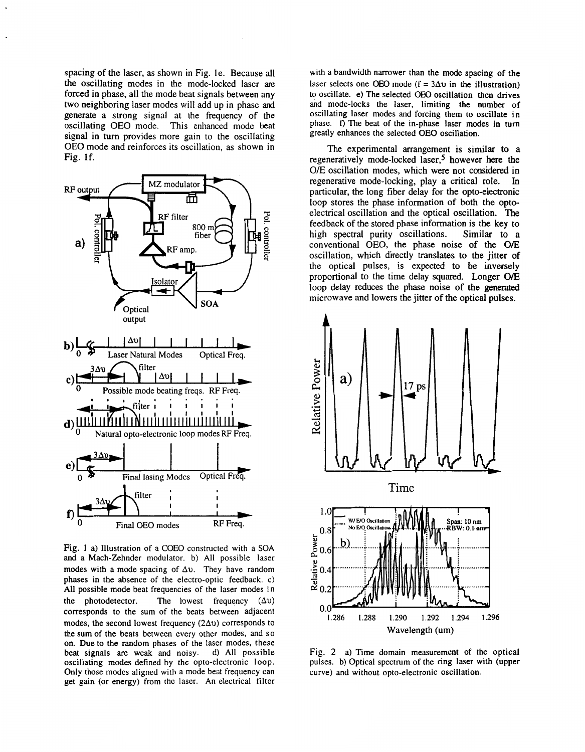spacing of the laser, as shown in Fig. 1e. Because all the oscillating modes in the mode-locked laser are forced in phase, all the mode beat signals between any two neighboring laser modes will add up in phase and generate a strong signal at the frequency of the oscillating OEO mode. This enhanced mode beat signal in turn provides more gain to the oscillating OEO mode and reinforces its oscillation, as shown in Fig. 1f.

Fig. 1 a) Illustration of a COEO constructed with a SOA and a Mach-Zehnder modulator. b) All possible laser modes with a mode spacing of $\Delta\upsilon$. They have random phases in the absence of the electro-optic feedback. c) All possible mode beat frequencies of the laser modes in the photodetector. The lowest frequency ($\Delta\upsilon$) corresponds to the sum of the beats between adjacent modes, the second lowest frequency ($2\Delta\upsilon$) corresponds to the sum of the beats between every other modes, and so on. Due to the random phases of the laser modes, these beat signals are weak and noisy. d) All possible oscillating modes defined by the opto-electronic loop. Only those modes aligned with a mode beat frequency can get gain (or energy) from the laser. An electrical filter with a bandwidth narrower than the mode spacing of the laser selects one OEO mode ($f = 3\Delta\upsilon$ in the illustration) to oscillate. e) The selected OEO oscillation then drives and mode-locks the laser, limiting the number of oscillating laser modes and forcing them to oscillate in phase. f) The beat of the in-phase laser modes in turn greatly enhances the selected OEO oscillation.

The experimental arrangement is similar to a regeneratively mode-locked laser,[5] however here the O/E oscillation modes, which were not considered in regenerative mode-locking, play a critical role. In particular, the long fiber delay for the opto-electronic loop stores the phase information of both the opto-electrical oscillation and the optical oscillation. The feedback of the stored phase information is the key to high spectral purity oscillations. Similar to a conventional OEO, the phase noise of the O/E oscillation, which directly translates to the jitter of the optical pulses, is expected to be inversely proportional to the time delay squared. Longer O/E loop delay reduces the phase noise of the generated microwave and lowers the jitter of the optical pulses.

Fig. 2 a) Time domain measurement of the optical pulses. b) Optical spectrum of the ring laser with (upper curve) and without opto-electronic oscillation.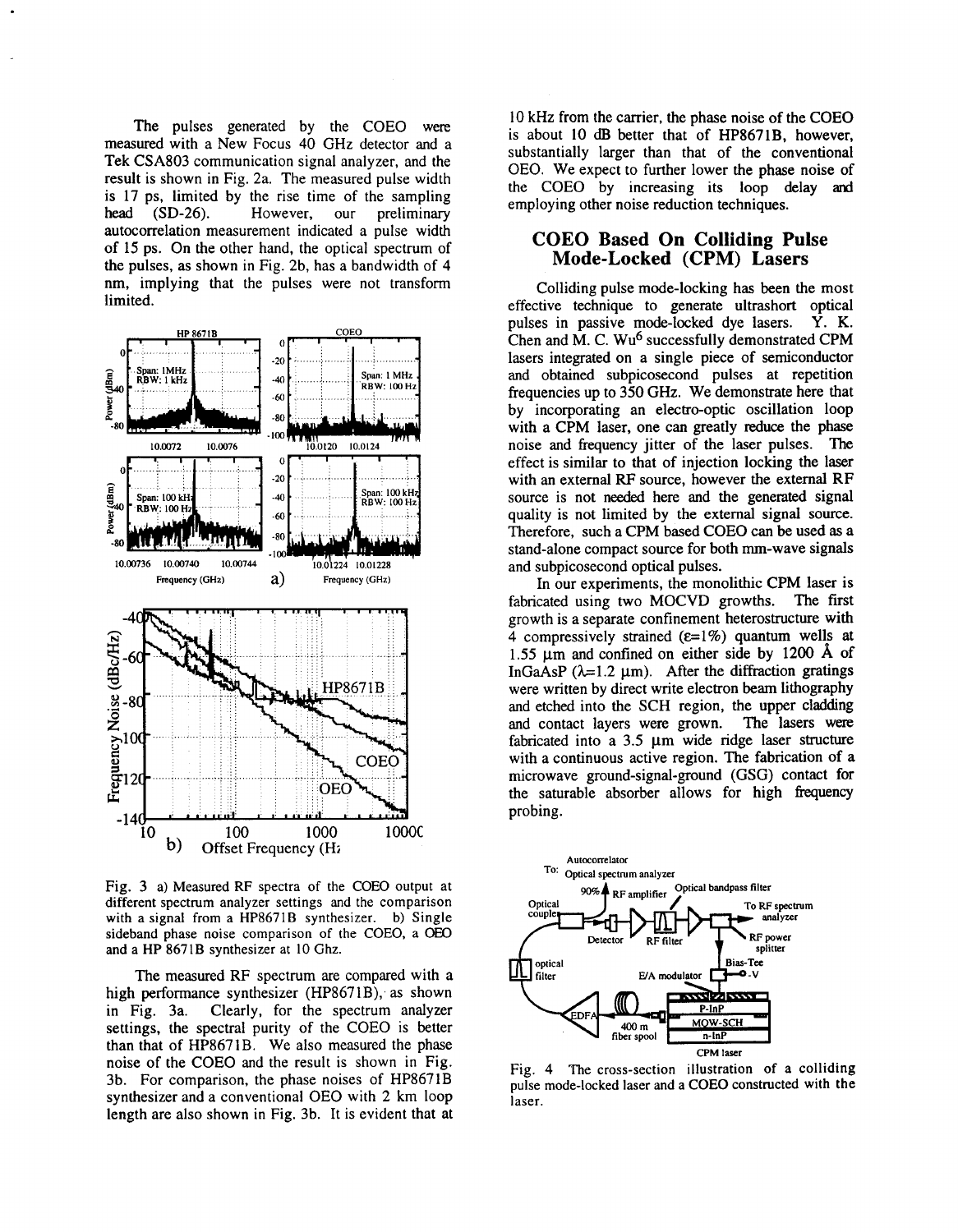The pulses generated by the COEO were measured with a New Focus 40 GHz detector and a Tek CSA803 communication signal analyzer, and the result is shown in Fig. 2a. The measured pulse width is 17 ps, limited by the rise time of the sampling head (SD-26). However, our preliminary autocorrelation measurement indicated a pulse width of 15 ps. On the other hand, the optical spectrum of the pulses, as shown in Fig. 2b, has a bandwidth of 4 nm, implying that the pulses were not transform limited.

Fig. 3 a) Measured RF spectra of the COEO output at different spectrum analyzer settings and the comparison with a signal from a HP8671B synthesizer. b) Single sideband phase noise comparison of the COEO, a OEO and a HP 8671B synthesizer at 10 Ghz.

The measured RF spectrum are compared with a high performance synthesizer (HP8671B), as shown in Fig. 3a. Clearly, for the spectrum analyzer settings, the spectral purity of the COEO is better than that of HP8671B. We also measured the phase noise of the COEO and the result is shown in Fig. 3b. For comparison, the phase noises of HP8671B synthesizer and a conventional OEO with 2 km loop length are also shown in Fig. 3b. It is evident that at 10 kHz from the carrier, the phase noise of the COEO is about 10 dB better that of HP8671B, however, substantially larger than that of the conventional OEO. We expect to further lower the phase noise of the COEO by increasing its loop delay and employing other noise reduction techniques.

## COEO Based On Colliding Pulse Mode-Locked (CPM) Lasers

Colliding pulse mode-locking has been the most effective technique to generate ultrashort optical pulses in passive mode-locked dye lasers. Y. K. Chen and M. C. Wu[6] successfully demonstrated CPM lasers integrated on a single piece of semiconductor and obtained subpicosecond pulses at repetition frequencies up to 350 GHz. We demonstrate here that by incorporating an electro-optic oscillation loop with a CPM laser, one can greatly reduce the phase noise and frequency jitter of the laser pulses. The effect is similar to that of injection locking the laser with an external RF source, however the external RF source is not needed here and the generated signal quality is not limited by the external signal source. Therefore, such a CPM based COEO can be used as a stand-alone compact source for both mm-wave signals and subpicosecond optical pulses.

In our experiments, the monolithic CPM laser is fabricated using two MOCVD growths. The first growth is a separate confinement heterostructure with 4 compressively strained ($\varepsilon$=1%) quantum wells at 1.55 μm and confined on either side by 1200 Å of InGaAsP ($\lambda$=1.2 μm). After the diffraction gratings were written by direct write electron beam lithography and etched into the SCH region, the upper cladding and contact layers were grown. The lasers were fabricated into a 3.5 μm wide ridge laser structure with a continuous active region. The fabrication of a microwave ground-signal-ground (GSG) contact for the saturable absorber allows for high frequency probing.

Fig. 4 The cross-section illustration of a colliding pulse mode-locked laser and a COEO constructed with the laser.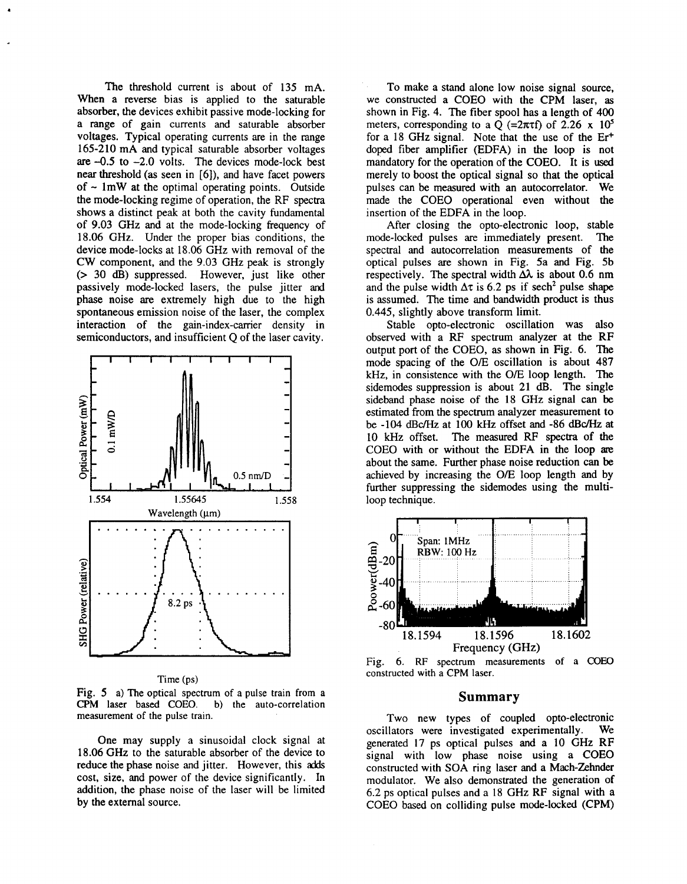The threshold current is about of 135 mA. When a reverse bias is applied to the saturable absorber, the devices exhibit passive mode-locking for a range of gain currents and saturable absorber voltages. Typical operating currents are in the range 165-210 mA and typical saturable absorber voltages are –0.5 to –2.0 volts. The devices mode-lock best near threshold (as seen in [6]), and have facet powers of ~ 1mW at the optimal operating points. Outside the mode-locking regime of operation, the RF spectra shows a distinct peak at both the cavity fundamental of 9.03 GHz and at the mode-locking frequency of 18.06 GHz. Under the proper bias conditions, the device mode-locks at 18.06 GHz with removal of the CW component, and the 9.03 GHz peak is strongly (> 30 dB) suppressed. However, just like other passively mode-locked lasers, the pulse jitter and phase noise are extremely high due to the high spontaneous emission noise of the laser, the complex interaction of the gain-index-carrier density in semiconductors, and insufficient Q of the laser cavity.

Fig. 5 a) The optical spectrum of a pulse train from a CPM laser based COEO. b) the auto-correlation measurement of the pulse train.

One may supply a sinusoidal clock signal at 18.06 GHz to the saturable absorber of the device to reduce the phase noise and jitter. However, this adds cost, size, and power of the device significantly. In addition, the phase noise of the laser will be limited by the external source.

To make a stand alone low noise signal source, we constructed a COEO with the CPM laser, as shown in Fig. 4. The fiber spool has a length of 400 meters, corresponding to a Q ($=2\pi\tau f$) of $2.26 \times 10^5$ for a 18 GHz signal. Note that the use of the $Er^+$ doped fiber amplifier (EDFA) in the loop is not mandatory for the operation of the COEO. It is used merely to boost the optical signal so that the optical pulses can be measured with an autocorrelator. We made the COEO operational even without the insertion of the EDFA in the loop.

After closing the opto-electronic loop, stable mode-locked pulses are immediately present. The spectral and autocorrelation measurements of the optical pulses are shown in Fig. 5a and Fig. 5b respectively. The spectral width $\Delta\lambda$ is about 0.6 nm and the pulse width $\Delta\tau$ is 6.2 ps if $sech^2$ pulse shape is assumed. The time and bandwidth product is thus 0.445, slightly above transform limit.

Stable opto-electronic oscillation was also observed with a RF spectrum analyzer at the RF output port of the COEO, as shown in Fig. 6. The mode spacing of the O/E oscillation is about 487 kHz, in consistence with the O/E loop length. The sidemodes suppression is about 21 dB. The single sideband phase noise of the 18 GHz signal can be estimated from the spectrum analyzer measurement to be -104 dBc/Hz at 100 kHz offset and -86 dBc/Hz at 10 kHz offset. The measured RF spectra of the COEO with or without the EDFA in the loop are about the same. Further phase noise reduction can be achieved by increasing the O/E loop length and by further suppressing the sidemodes using the multi-loop technique.

Fig. 6. RF spectrum measurements of a COEO constructed with a CPM laser.

## Summary

Two new types of coupled opto-electronic oscillators were investigated experimentally. We generated 17 ps optical pulses and a 10 GHz RF signal with low phase noise using a COEO constructed with SOA ring laser and a Mach-Zehnder modulator. We also demonstrated the generation of 6.2 ps optical pulses and a 18 GHz RF signal with a COEO based on colliding pulse mode-locked (CPM)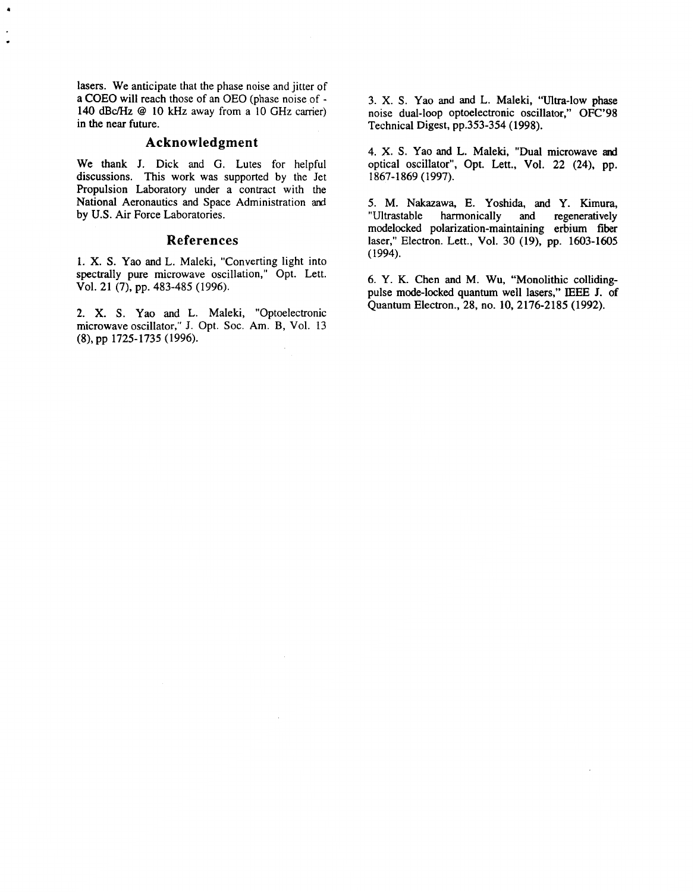lasers. We anticipate that the phase noise and jitter of a COEO will reach those of an OEO (phase noise of -140 dBc/Hz @ 10 kHz away from a 10 GHz carrier) in the near future.

## Acknowledgment

We thank J. Dick and G. Lutes for helpful discussions. This work was supported by the Jet Propulsion Laboratory under a contract with the National Aeronautics and Space Administration and by U.S. Air Force Laboratories.

## References

1. X. S. Yao and L. Maleki, "Converting light into spectrally pure microwave oscillation," Opt. Lett. Vol. 21 (7), pp. 483-485 (1996).

2. X. S. Yao and L. Maleki, "Optoelectronic microwave oscillator," J. Opt. Soc. Am. B, Vol. 13 (8), pp 1725-1735 (1996).

3. X. S. Yao and and L. Maleki, "Ultra-low phase noise dual-loop optoelectronic oscillator," OFC'98 Technical Digest, pp.353-354 (1998).

4. X. S. Yao and L. Maleki, "Dual microwave and optical oscillator", Opt. Lett., Vol. 22 (24), pp. 1867-1869 (1997).

5. M. Nakazawa, E. Yoshida, and Y. Kimura, "Ultrastable harmonically and regeneratively modelocked polarization-maintaining erbium fiber laser," Electron. Lett., Vol. 30 (19), pp. 1603-1605 (1994).

6. Y. K. Chen and M. Wu, "Monolithic colliding-pulse mode-locked quantum well lasers," IEEE J. of Quantum Electron., 28, no. 10, 2176-2185 (1992).